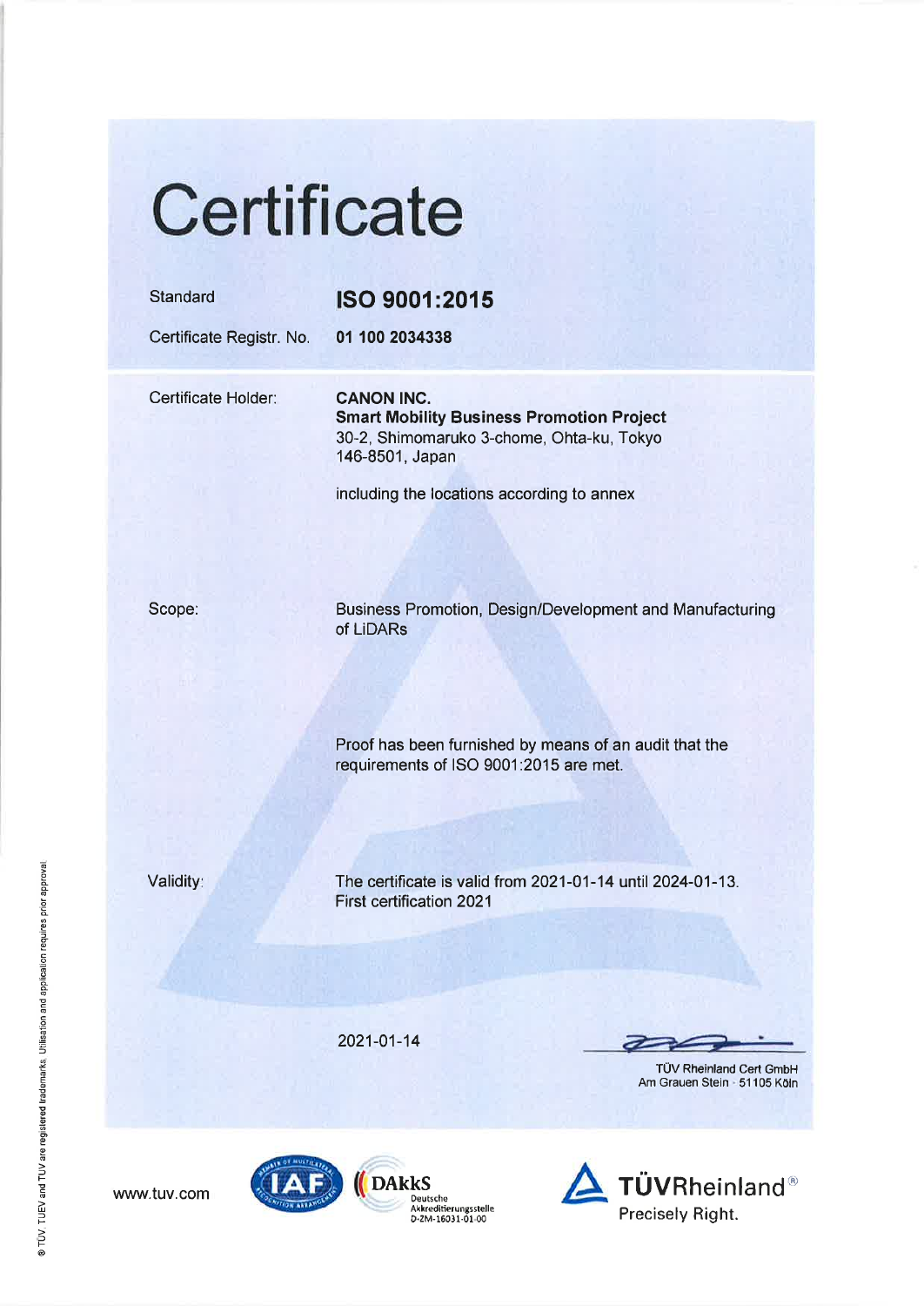# Certificate

| | |
|---|---|
| Standard | **ISO 9001:2015** |
| Certificate Registr. No. | **01 100 2034338** |

Certificate Holder:

**CANON INC.**
**Smart Mobility Business Promotion Project**
30-2, Shimomaruko 3-chome, Ohta-ku, Tokyo
146-8501, Japan

including the locations according to annex

Scope:

Business Promotion, Design/Development and Manufacturing of LiDARs

Proof has been furnished by means of an audit that the requirements of ISO 9001:2015 are met.

Validity:

The certificate is valid from 2021-01-14 until 2024-01-13.
First certification 2021

2021-01-14

TÜV Rheinland Cert GmbH
Am Grauen Stein · 51105 Köln

www.tuv.com

DAkkS
Deutsche Akkreditierungsstelle
D-ZM-16031-01-00

TÜVRheinland®
Precisely Right.

® TÜV, TUEV and TUV are registered trademarks. Utilisation and application requires prior approval.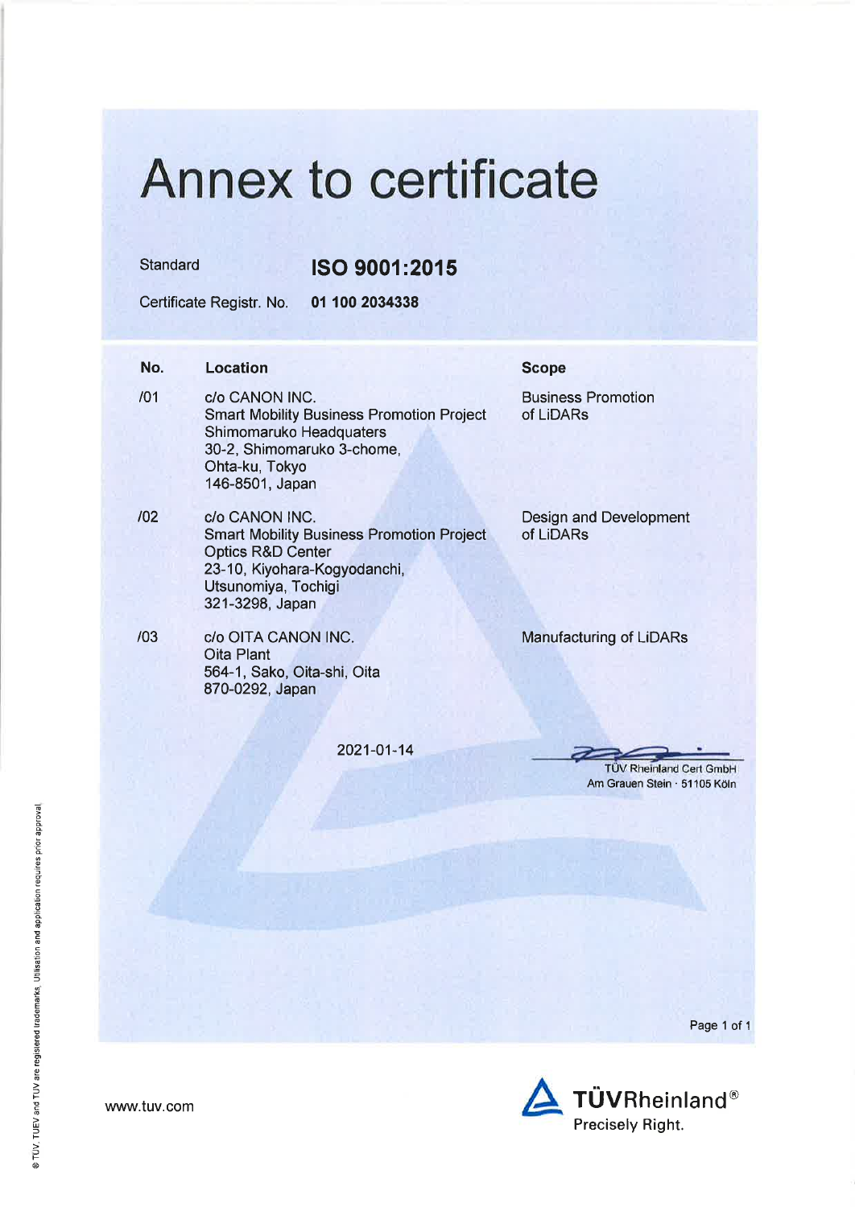# Annex to certificate

| | |
|---|---|
| Standard | **ISO 9001:2015** |
| Certificate Registr. No. | **01 100 2034338** |

| No. | Location | Scope |
|---|---|---|
| /01 | c/o CANON INC.<br>Smart Mobility Business Promotion Project<br>Shimomaruko Headquaters<br>30-2, Shimomaruko 3-chome,<br>Ohta-ku, Tokyo<br>146-8501, Japan | Business Promotion of LiDARs |
| /02 | c/o CANON INC.<br>Smart Mobility Business Promotion Project<br>Optics R&D Center<br>23-10, Kiyohara-Kogyodanchi,<br>Utsunomiya, Tochigi<br>321-3298, Japan | Design and Development of LiDARs |
| /03 | c/o OITA CANON INC.<br>Oita Plant<br>564-1, Sako, Oita-shi, Oita<br>870-0292, Japan | Manufacturing of LiDARs |

2021-01-14

TÜV Rheinland Cert GmbH
Am Grauen Stein · 51105 Köln

www.tuv.com

TÜVRheinland®
Precisely Right.

® TÜV, TUEV and TUV are registered trademarks. Utilisation and application requires prior approval.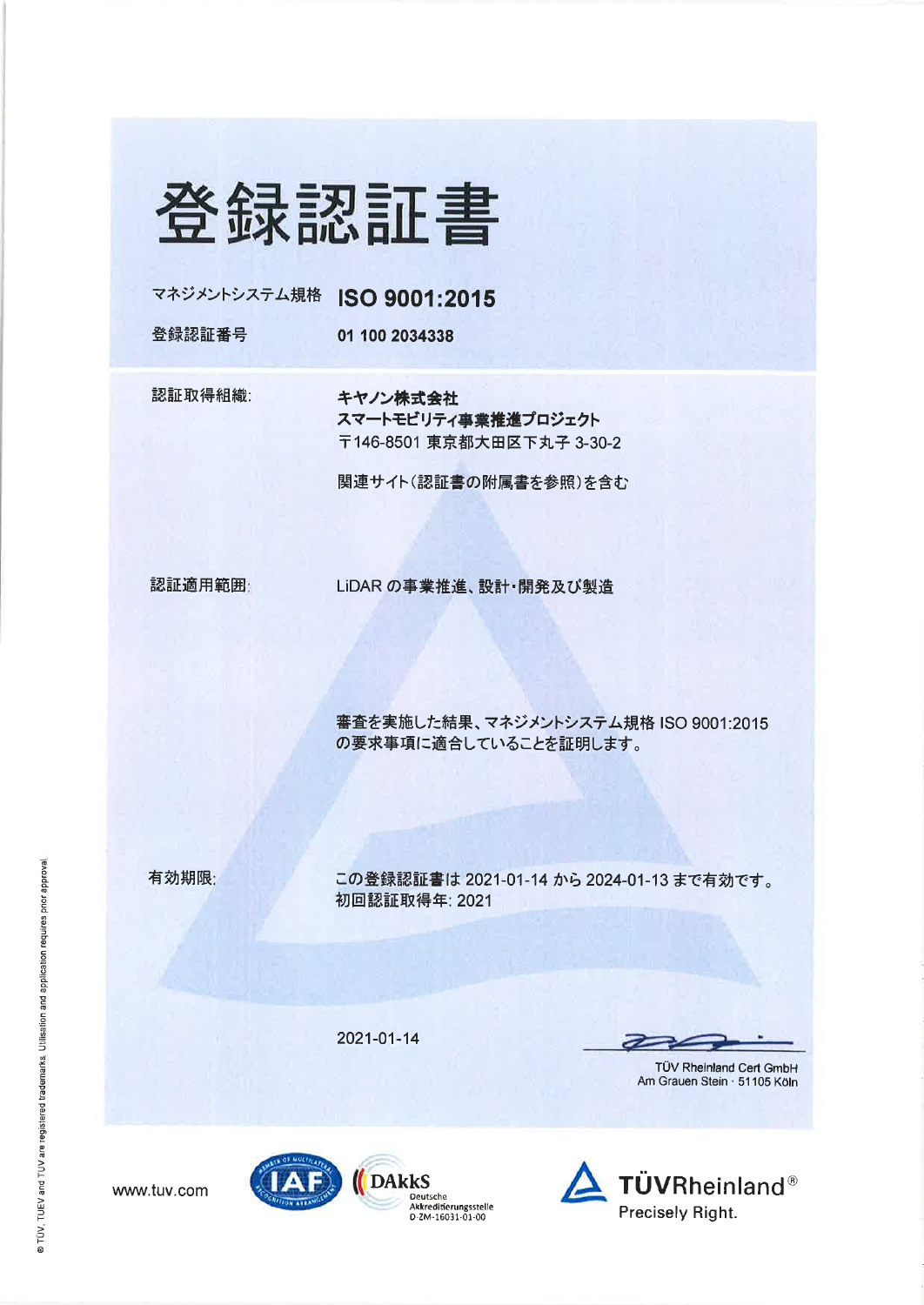# 登録認証書

マネジメントシステム規格 **ISO 9001:2015**

登録認証番号 **01 100 2034338**

認証取得組織:

**キヤノン株式会社**
**スマートモビリティ事業推進プロジェクト**
〒146-8501 東京都大田区下丸子 3-30-2

関連サイト(認証書の附属書を参照)を含む

認証適用範囲: LiDAR の事業推進、設計・開発及び製造

審査を実施した結果、マネジメントシステム規格 ISO 9001:2015 の要求事項に適合していることを証明します。

有効期限: この登録認証書は 2021-01-14 から 2024-01-13 まで有効です。
初回認証取得年: 2021

2021-01-14

TÜV Rheinland Cert GmbH
Am Grauen Stein · 51105 Köln

www.tuv.com

DAkkS
Deutsche Akkreditierungsstelle
D-ZM-16031-01-00

TÜVRheinland®
Precisely Right.

© TÜV, TUEV and TUV are registered trademarks. Utilisation and application requires prior approval.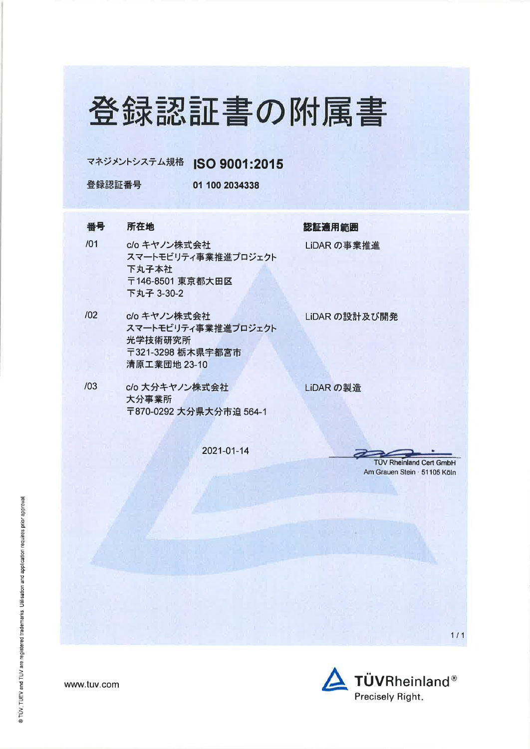# 登録認証書の附属書

マネジメントシステム規格 **ISO 9001:2015**

登録認証番号 **01 100 2034338**

| 番号 | 所在地 | 認証適用範囲 |
|---|---|---|
| /01 | c/o キヤノン株式会社<br>スマートモビリティ事業推進プロジェクト<br>下丸子本社<br>〒146-8501 東京都大田区<br>下丸子 3-30-2 | LiDAR の事業推進 |
| /02 | c/o キヤノン株式会社<br>スマートモビリティ事業推進プロジェクト<br>光学技術研究所<br>〒321-3298 栃木県宇都宮市<br>清原工業団地 23-10 | LiDAR の設計及び開発 |
| /03 | c/o 大分キヤノン株式会社<br>大分事業所<br>〒870-0292 大分県大分市迫 564-1 | LiDAR の製造 |

2021-01-14

TÜV Rheinland Cert GmbH
Am Grauen Stein · 51105 Köln

www.tuv.com

TÜVRheinland®
Precisely Right.

® TÜV, TUEV and TUV are registered trademarks. Utilisation and application requires prior approval.